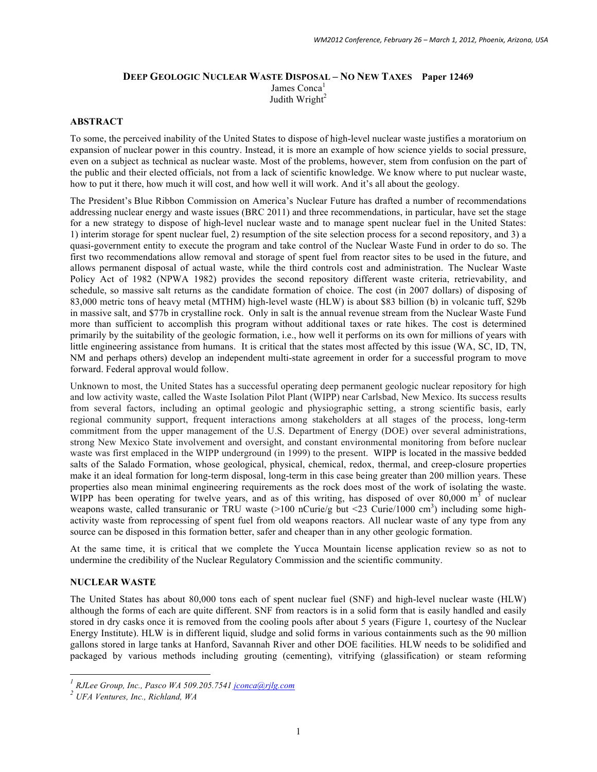# DEEP GEOLOGIC NUCLEAR WASTE DISPOSAL – NO NEW TAXES Paper 12469

James Conca[1]
Judith Wright[2]

## ABSTRACT

To some, the perceived inability of the United States to dispose of high-level nuclear waste justifies a moratorium on expansion of nuclear power in this country. Instead, it is more an example of how science yields to social pressure, even on a subject as technical as nuclear waste. Most of the problems, however, stem from confusion on the part of the public and their elected officials, not from a lack of scientific knowledge. We know where to put nuclear waste, how to put it there, how much it will cost, and how well it will work. And it's all about the geology.

The President's Blue Ribbon Commission on America's Nuclear Future has drafted a number of recommendations addressing nuclear energy and waste issues (BRC 2011) and three recommendations, in particular, have set the stage for a new strategy to dispose of high-level nuclear waste and to manage spent nuclear fuel in the United States: 1) interim storage for spent nuclear fuel, 2) resumption of the site selection process for a second repository, and 3) a quasi-government entity to execute the program and take control of the Nuclear Waste Fund in order to do so. The first two recommendations allow removal and storage of spent fuel from reactor sites to be used in the future, and allows permanent disposal of actual waste, while the third controls cost and administration. The Nuclear Waste Policy Act of 1982 (NPWA 1982) provides the second repository different waste criteria, retrievability, and schedule, so massive salt returns as the candidate formation of choice. The cost (in 2007 dollars) of disposing of 83,000 metric tons of heavy metal (MTHM) high-level waste (HLW) is about \$83 billion (b) in volcanic tuff, \$29b in massive salt, and \$77b in crystalline rock. Only in salt is the annual revenue stream from the Nuclear Waste Fund more than sufficient to accomplish this program without additional taxes or rate hikes. The cost is determined primarily by the suitability of the geologic formation, i.e., how well it performs on its own for millions of years with little engineering assistance from humans. It is critical that the states most affected by this issue (WA, SC, ID, TN, NM and perhaps others) develop an independent multi-state agreement in order for a successful program to move forward. Federal approval would follow.

Unknown to most, the United States has a successful operating deep permanent geologic nuclear repository for high and low activity waste, called the Waste Isolation Pilot Plant (WIPP) near Carlsbad, New Mexico. Its success results from several factors, including an optimal geologic and physiographic setting, a strong scientific basis, early regional community support, frequent interactions among stakeholders at all stages of the process, long-term commitment from the upper management of the U.S. Department of Energy (DOE) over several administrations, strong New Mexico State involvement and oversight, and constant environmental monitoring from before nuclear waste was first emplaced in the WIPP underground (in 1999) to the present. WIPP is located in the massive bedded salts of the Salado Formation, whose geological, physical, chemical, redox, thermal, and creep-closure properties make it an ideal formation for long-term disposal, long-term in this case being greater than 200 million years. These properties also mean minimal engineering requirements as the rock does most of the work of isolating the waste. WIPP has been operating for twelve years, and as of this writing, has disposed of over 80,000 $m^3$ of nuclear weapons waste, called transuranic or TRU waste (>100 nCurie/g but <23 Curie/1000 $cm^3$) including some high-activity waste from reprocessing of spent fuel from old weapons reactors. All nuclear waste of any type from any source can be disposed in this formation better, safer and cheaper than in any other geologic formation.

At the same time, it is critical that we complete the Yucca Mountain license application review so as not to undermine the credibility of the Nuclear Regulatory Commission and the scientific community.

## NUCLEAR WASTE

The United States has about 80,000 tons each of spent nuclear fuel (SNF) and high-level nuclear waste (HLW) although the forms of each are quite different. SNF from reactors is in a solid form that is easily handled and easily stored in dry casks once it is removed from the cooling pools after about 5 years (Figure 1, courtesy of the Nuclear Energy Institute). HLW is in different liquid, sludge and solid forms in various containments such as the 90 million gallons stored in large tanks at Hanford, Savannah River and other DOE facilities. HLW needs to be solidified and packaged by various methods including grouting (cementing), vitrifying (glassification) or steam reforming

---

[1] *RJLee Group, Inc., Pasco WA 509.205.7541 jconca@rjlg.com*

[2] *UFA Ventures, Inc., Richland, WA*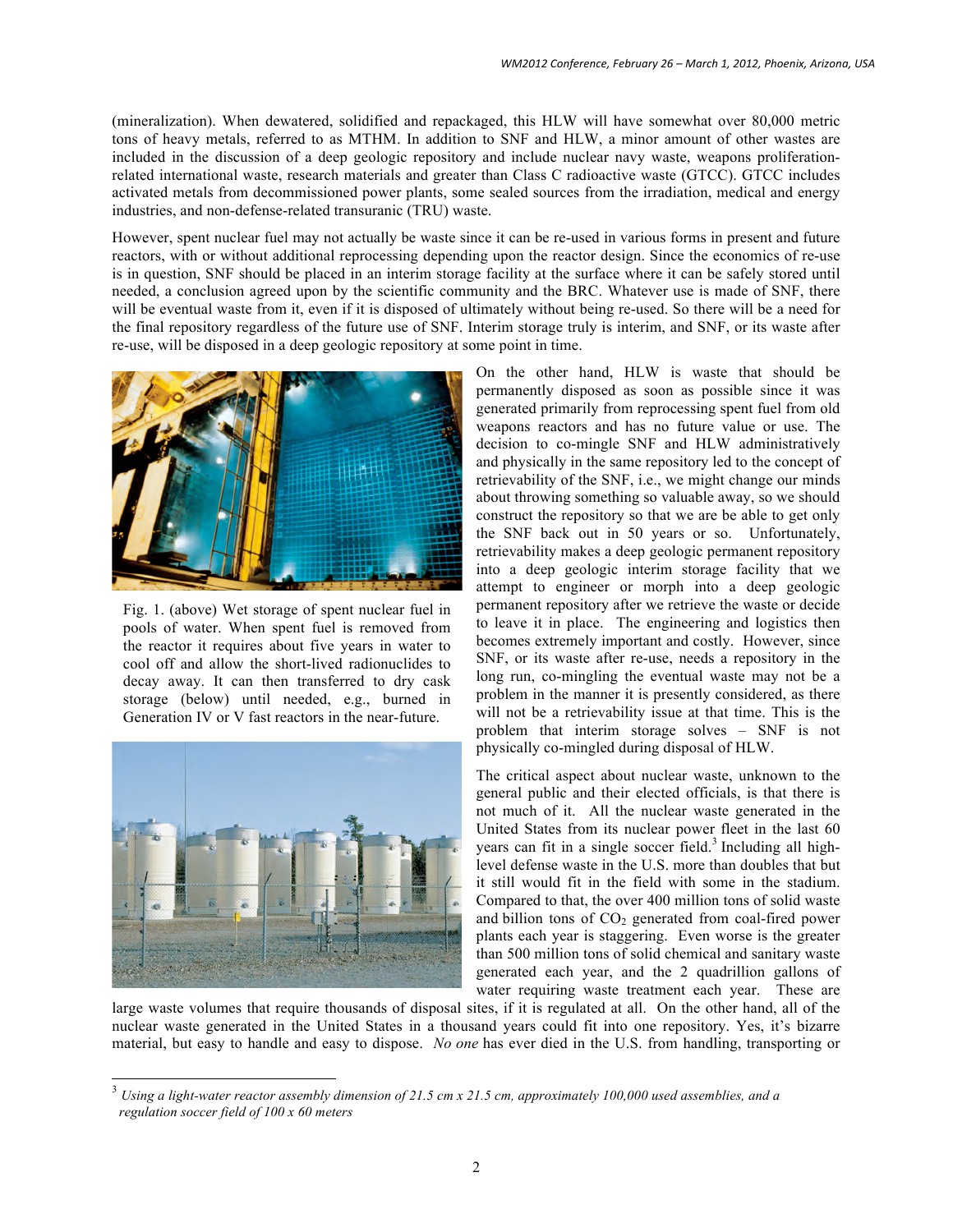(mineralization). When dewatered, solidified and repackaged, this HLW will have somewhat over 80,000 metric tons of heavy metals, referred to as MTHM. In addition to SNF and HLW, a minor amount of other wastes are included in the discussion of a deep geologic repository and include nuclear navy waste, weapons proliferation-related international waste, research materials and greater than Class C radioactive waste (GTCC). GTCC includes activated metals from decommissioned power plants, some sealed sources from the irradiation, medical and energy industries, and non-defense-related transuranic (TRU) waste.

However, spent nuclear fuel may not actually be waste since it can be re-used in various forms in present and future reactors, with or without additional reprocessing depending upon the reactor design. Since the economics of re-use is in question, SNF should be placed in an interim storage facility at the surface where it can be safely stored until needed, a conclusion agreed upon by the scientific community and the BRC. Whatever use is made of SNF, there will be eventual waste from it, even if it is disposed of ultimately without being re-used. So there will be a need for the final repository regardless of the future use of SNF. Interim storage truly is interim, and SNF, or its waste after re-use, will be disposed in a deep geologic repository at some point in time.

Fig. 1. (above) Wet storage of spent nuclear fuel in pools of water. When spent fuel is removed from the reactor it requires about five years in water to cool off and allow the short-lived radionuclides to decay away. It can then transferred to dry cask storage (below) until needed, e.g., burned in Generation IV or V fast reactors in the near-future.

On the other hand, HLW is waste that should be permanently disposed as soon as possible since it was generated primarily from reprocessing spent fuel from old weapons reactors and has no future value or use. The decision to co-mingle SNF and HLW administratively and physically in the same repository led to the concept of retrievability of the SNF, i.e., we might change our minds about throwing something so valuable away, so we should construct the repository so that we are be able to get only the SNF back out in 50 years or so. Unfortunately, retrievability makes a deep geologic permanent repository into a deep geologic interim storage facility that we attempt to engineer or morph into a deep geologic permanent repository after we retrieve the waste or decide to leave it in place. The engineering and logistics then becomes extremely important and costly. However, since SNF, or its waste after re-use, needs a repository in the long run, co-mingling the eventual waste may not be a problem in the manner it is presently considered, as there will not be a retrievability issue at that time. This is the problem that interim storage solves – SNF is not physically co-mingled during disposal of HLW.

The critical aspect about nuclear waste, unknown to the general public and their elected officials, is that there is not much of it. All the nuclear waste generated in the United States from its nuclear power fleet in the last 60 years can fit in a single soccer field.[3] Including all high-level defense waste in the U.S. more than doubles that but it still would fit in the field with some in the stadium. Compared to that, the over 400 million tons of solid waste and billion tons of $CO_2$ generated from coal-fired power plants each year is staggering. Even worse is the greater than 500 million tons of solid chemical and sanitary waste generated each year, and the 2 quadrillion gallons of water requiring waste treatment each year. These are large waste volumes that require thousands of disposal sites, if it is regulated at all. On the other hand, all of the nuclear waste generated in the United States in a thousand years could fit into one repository. Yes, it's bizarre material, but easy to handle and easy to dispose. *No one* has ever died in the U.S. from handling, transporting or

[3] *Using a light-water reactor assembly dimension of 21.5 cm x 21.5 cm, approximately 100,000 used assemblies, and a regulation soccer field of 100 x 60 meters*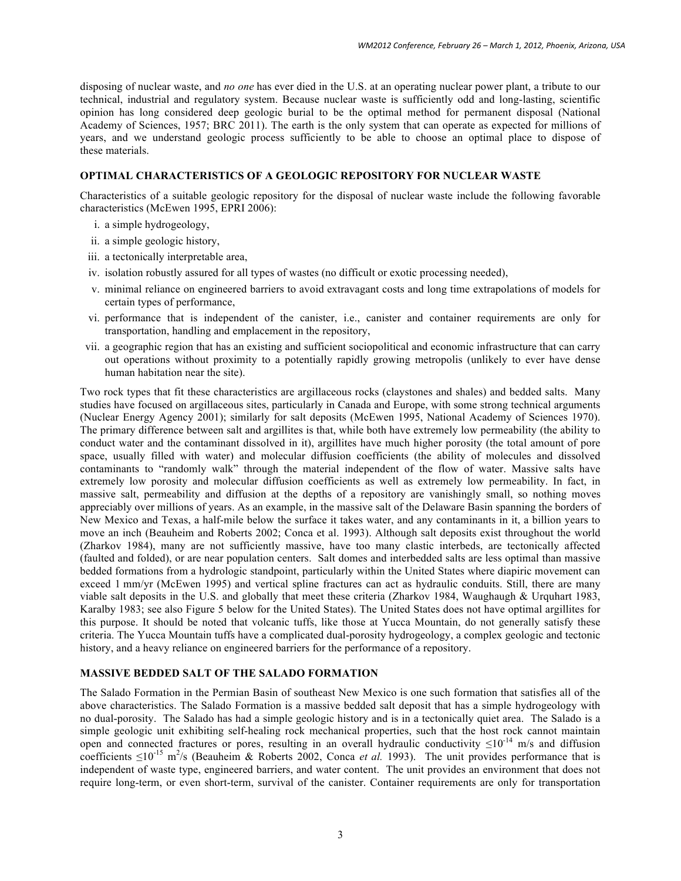disposing of nuclear waste, and *no one* has ever died in the U.S. at an operating nuclear power plant, a tribute to our technical, industrial and regulatory system. Because nuclear waste is sufficiently odd and long-lasting, scientific opinion has long considered deep geologic burial to be the optimal method for permanent disposal (National Academy of Sciences, 1957; BRC 2011). The earth is the only system that can operate as expected for millions of years, and we understand geologic process sufficiently to be able to choose an optimal place to dispose of these materials.

## OPTIMAL CHARACTERISTICS OF A GEOLOGIC REPOSITORY FOR NUCLEAR WASTE

Characteristics of a suitable geologic repository for the disposal of nuclear waste include the following favorable characteristics (McEwen 1995, EPRI 2006):

i. a simple hydrogeology,
ii. a simple geologic history,
iii. a tectonically interpretable area,
iv. isolation robustly assured for all types of wastes (no difficult or exotic processing needed),
v. minimal reliance on engineered barriers to avoid extravagant costs and long time extrapolations of models for certain types of performance,
vi. performance that is independent of the canister, i.e., canister and container requirements are only for transportation, handling and emplacement in the repository,
vii. a geographic region that has an existing and sufficient sociopolitical and economic infrastructure that can carry out operations without proximity to a potentially rapidly growing metropolis (unlikely to ever have dense human habitation near the site).

Two rock types that fit these characteristics are argillaceous rocks (claystones and shales) and bedded salts. Many studies have focused on argillaceous sites, particularly in Canada and Europe, with some strong technical arguments (Nuclear Energy Agency 2001); similarly for salt deposits (McEwen 1995, National Academy of Sciences 1970). The primary difference between salt and argillites is that, while both have extremely low permeability (the ability to conduct water and the contaminant dissolved in it), argillites have much higher porosity (the total amount of pore space, usually filled with water) and molecular diffusion coefficients (the ability of molecules and dissolved contaminants to "randomly walk" through the material independent of the flow of water. Massive salts have extremely low porosity and molecular diffusion coefficients as well as extremely low permeability. In fact, in massive salt, permeability and diffusion at the depths of a repository are vanishingly small, so nothing moves appreciably over millions of years. As an example, in the massive salt of the Delaware Basin spanning the borders of New Mexico and Texas, a half-mile below the surface it takes water, and any contaminants in it, a billion years to move an inch (Beauheim and Roberts 2002; Conca et al. 1993). Although salt deposits exist throughout the world (Zharkov 1984), many are not sufficiently massive, have too many clastic interbeds, are tectonically affected (faulted and folded), or are near population centers. Salt domes and interbedded salts are less optimal than massive bedded formations from a hydrologic standpoint, particularly within the United States where diapiric movement can exceed 1 mm/yr (McEwen 1995) and vertical spline fractures can act as hydraulic conduits. Still, there are many viable salt deposits in the U.S. and globally that meet these criteria (Zharkov 1984, Waughaugh & Urquhart 1983, Karalby 1983; see also Figure 5 below for the United States). The United States does not have optimal argillites for this purpose. It should be noted that volcanic tuffs, like those at Yucca Mountain, do not generally satisfy these criteria. The Yucca Mountain tuffs have a complicated dual-porosity hydrogeology, a complex geologic and tectonic history, and a heavy reliance on engineered barriers for the performance of a repository.

## MASSIVE BEDDED SALT OF THE SALADO FORMATION

The Salado Formation in the Permian Basin of southeast New Mexico is one such formation that satisfies all of the above characteristics. The Salado Formation is a massive bedded salt deposit that has a simple hydrogeology with no dual-porosity. The Salado has had a simple geologic history and is in a tectonically quiet area. The Salado is a simple geologic unit exhibiting self-healing rock mechanical properties, such that the host rock cannot maintain open and connected fractures or pores, resulting in an overall hydraulic conductivity $\leq 10^{-14}$ m/s and diffusion coefficients $\leq 10^{-15}$ $m^2$/s (Beauheim & Roberts 2002, Conca *et al.* 1993). The unit provides performance that is independent of waste type, engineered barriers, and water content. The unit provides an environment that does not require long-term, or even short-term, survival of the canister. Container requirements are only for transportation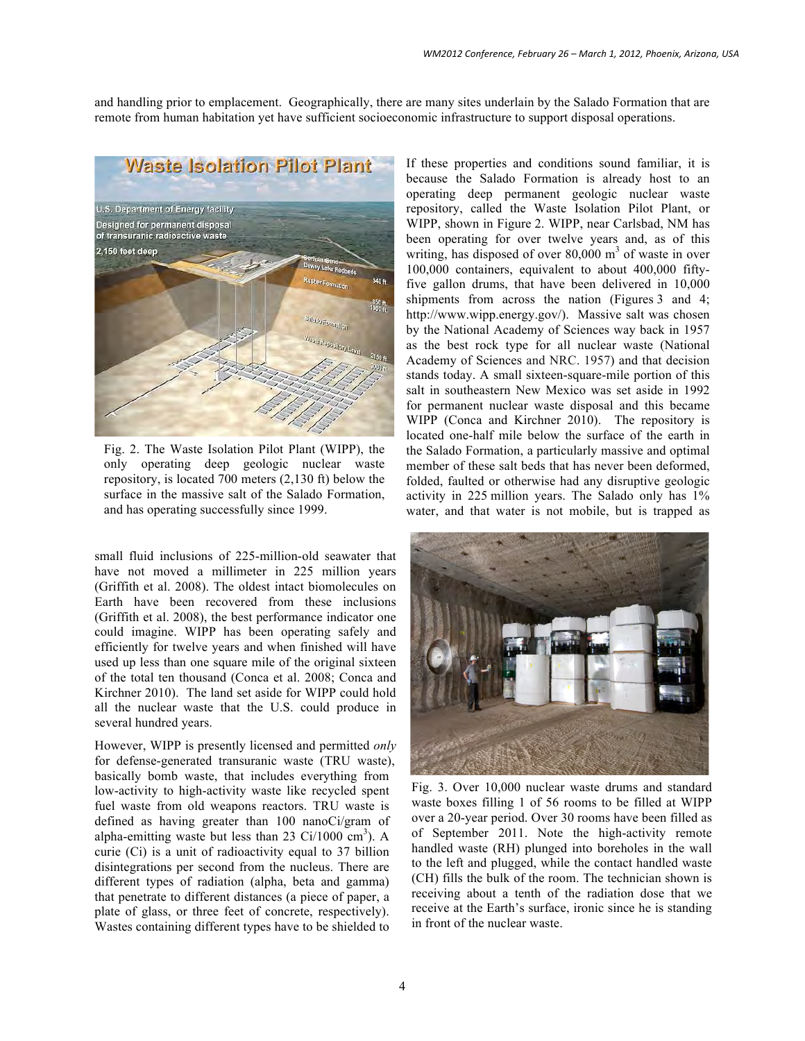and handling prior to emplacement. Geographically, there are many sites underlain by the Salado Formation that are remote from human habitation yet have sufficient socioeconomic infrastructure to support disposal operations.

Fig. 2. The Waste Isolation Pilot Plant (WIPP), the only operating deep geologic nuclear waste repository, is located 700 meters (2,130 ft) below the surface in the massive salt of the Salado Formation, and has operating successfully since 1999.

If these properties and conditions sound familiar, it is because the Salado Formation is already host to an operating deep permanent geologic nuclear waste repository, called the Waste Isolation Pilot Plant, or WIPP, shown in Figure 2. WIPP, near Carlsbad, NM has been operating for over twelve years and, as of this writing, has disposed of over 80,000 $m^3$ of waste in over 100,000 containers, equivalent to about 400,000 fifty-five gallon drums, that have been delivered in 10,000 shipments from across the nation (Figures 3 and 4; http://www.wipp.energy.gov/). Massive salt was chosen by the National Academy of Sciences way back in 1957 as the best rock type for all nuclear waste (National Academy of Sciences and NRC. 1957) and that decision stands today. A small sixteen-square-mile portion of this salt in southeastern New Mexico was set aside in 1992 for permanent nuclear waste disposal and this became WIPP (Conca and Kirchner 2010). The repository is located one-half mile below the surface of the earth in the Salado Formation, a particularly massive and optimal member of these salt beds that has never been deformed, folded, faulted or otherwise had any disruptive geologic activity in 225 million years. The Salado only has 1% water, and that water is not mobile, but is trapped as small fluid inclusions of 225-million-old seawater that have not moved a millimeter in 225 million years (Griffith et al. 2008). The oldest intact biomolecules on Earth have been recovered from these inclusions (Griffith et al. 2008), the best performance indicator one could imagine. WIPP has been operating safely and efficiently for twelve years and when finished will have used up less than one square mile of the original sixteen of the total ten thousand (Conca et al. 2008; Conca and Kirchner 2010). The land set aside for WIPP could hold all the nuclear waste that the U.S. could produce in several hundred years.

However, WIPP is presently licensed and permitted *only* for defense-generated transuranic waste (TRU waste), basically bomb waste, that includes everything from low-activity to high-activity waste like recycled spent fuel waste from old weapons reactors. TRU waste is defined as having greater than 100 nanoCi/gram of alpha-emitting waste but less than 23 Ci/1000 $cm^3$). A curie (Ci) is a unit of radioactivity equal to 37 billion disintegrations per second from the nucleus. There are different types of radiation (alpha, beta and gamma) that penetrate to different distances (a piece of paper, a plate of glass, or three feet of concrete, respectively). Wastes containing different types have to be shielded to

Fig. 3. Over 10,000 nuclear waste drums and standard waste boxes filling 1 of 56 rooms to be filled at WIPP over a 20-year period. Over 30 rooms have been filled as of September 2011. Note the high-activity remote handled waste (RH) plunged into boreholes in the wall to the left and plugged, while the contact handled waste (CH) fills the bulk of the room. The technician shown is receiving about a tenth of the radiation dose that we receive at the Earth's surface, ironic since he is standing in front of the nuclear waste.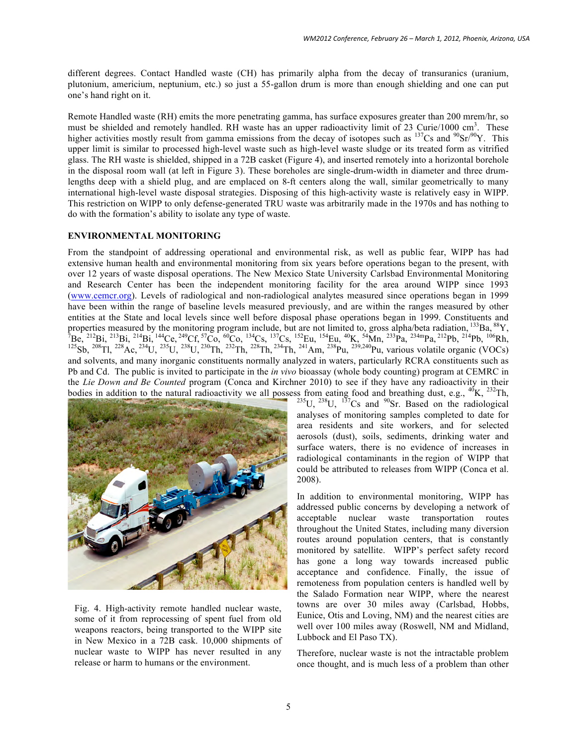different degrees. Contact Handled waste (CH) has primarily alpha from the decay of transuranics (uranium, plutonium, americium, neptunium, etc.) so just a 55-gallon drum is more than enough shielding and one can put one's hand right on it.

Remote Handled waste (RH) emits the more penetrating gamma, has surface exposures greater than 200 mrem/hr, so must be shielded and remotely handled. RH waste has an upper radioactivity limit of 23 Curie/1000 $cm^3$. These higher activities mostly result from gamma emissions from the decay of isotopes such as $^{137}Cs$ and $^{90}Sr/^{90}Y$. This upper limit is similar to processed high-level waste such as high-level waste sludge or its treated form as vitrified glass. The RH waste is shielded, shipped in a 72B casket (Figure 4), and inserted remotely into a horizontal borehole in the disposal room wall (at left in Figure 3). These boreholes are single-drum-width in diameter and three drum-lengths deep with a shield plug, and are emplaced on 8-ft centers along the wall, similar geometrically to many international high-level waste disposal strategies. Disposing of this high-activity waste is relatively easy in WIPP. This restriction on WIPP to only defense-generated TRU waste was arbitrarily made in the 1970s and has nothing to do with the formation's ability to isolate any type of waste.

## ENVIRONMENTAL MONITORING

From the standpoint of addressing operational and environmental risk, as well as public fear, WIPP has had extensive human health and environmental monitoring from six years before operations began to the present, with over 12 years of waste disposal operations. The New Mexico State University Carlsbad Environmental Monitoring and Research Center has been the independent monitoring facility for the area around WIPP since 1993 (www.cemcr.org). Levels of radiological and non-radiological analytes measured since operations began in 1999 have been within the range of baseline levels measured previously, and are within the ranges measured by other entities at the State and local levels since well before disposal phase operations began in 1999. Constituents and properties measured by the monitoring program include, but are not limited to, gross alpha/beta radiation, $^{133}Ba$, $^{88}Y$, $^{7}Be$, $^{212}Bi$, $^{213}Bi$, $^{214}Bi$, $^{144}Ce$, $^{249}Cf$, $^{57}Co$, $^{60}Co$, $^{134}Cs$, $^{137}Cs$, $^{152}Eu$, $^{154}Eu$, $^{40}K$, $^{54}Mn$, $^{233}Pa$, $^{234m}Pa$, $^{212}Pb$, $^{214}Pb$, $^{106}Rh$, $^{125}Sb$, $^{208}Tl$, $^{228}Ac$, $^{234}U$, $^{235}U$, $^{238}U$, $^{230}Th$, $^{232}Th$, $^{228}Th$, $^{234}Th$, $^{241}Am$, $^{238}Pu$, $^{239,240}Pu$, various volatile organic (VOCs) and solvents, and many inorganic constituents normally analyzed in waters, particularly RCRA constituents such as Pb and Cd. The public is invited to participate in the *in vivo* bioassay (whole body counting) program at CEMRC in the *Lie Down and Be Counted* program (Conca and Kirchner 2010) to see if they have any radioactivity in their bodies in addition to the natural radioactivity we all possess from eating food and breathing dust, e.g., $^{40}K$, $^{232}Th$, $^{235}U$, $^{238}U$, $^{137}Cs$ and $^{90}Sr$. Based on the radiological analyses of monitoring samples completed to date for area residents and site workers, and for selected aerosols (dust), soils, sediments, drinking water and surface waters, there is no evidence of increases in radiological contaminants in the region of WIPP that could be attributed to releases from WIPP (Conca et al. 2008).

Fig. 4. High-activity remote handled nuclear waste, some of it from reprocessing of spent fuel from old weapons reactors, being transported to the WIPP site in New Mexico in a 72B cask. 10,000 shipments of nuclear waste to WIPP has never resulted in any release or harm to humans or the environment.

In addition to environmental monitoring, WIPP has addressed public concerns by developing a network of acceptable nuclear waste transportation routes throughout the United States, including many diversion routes around population centers, that is constantly monitored by satellite. WIPP's perfect safety record has gone a long way towards increased public acceptance and confidence. Finally, the issue of remoteness from population centers is handled well by the Salado Formation near WIPP, where the nearest towns are over 30 miles away (Carlsbad, Hobbs, Eunice, Otis and Loving, NM) and the nearest cities are well over 100 miles away (Roswell, NM and Midland, Lubbock and El Paso TX).

Therefore, nuclear waste is not the intractable problem once thought, and is much less of a problem than other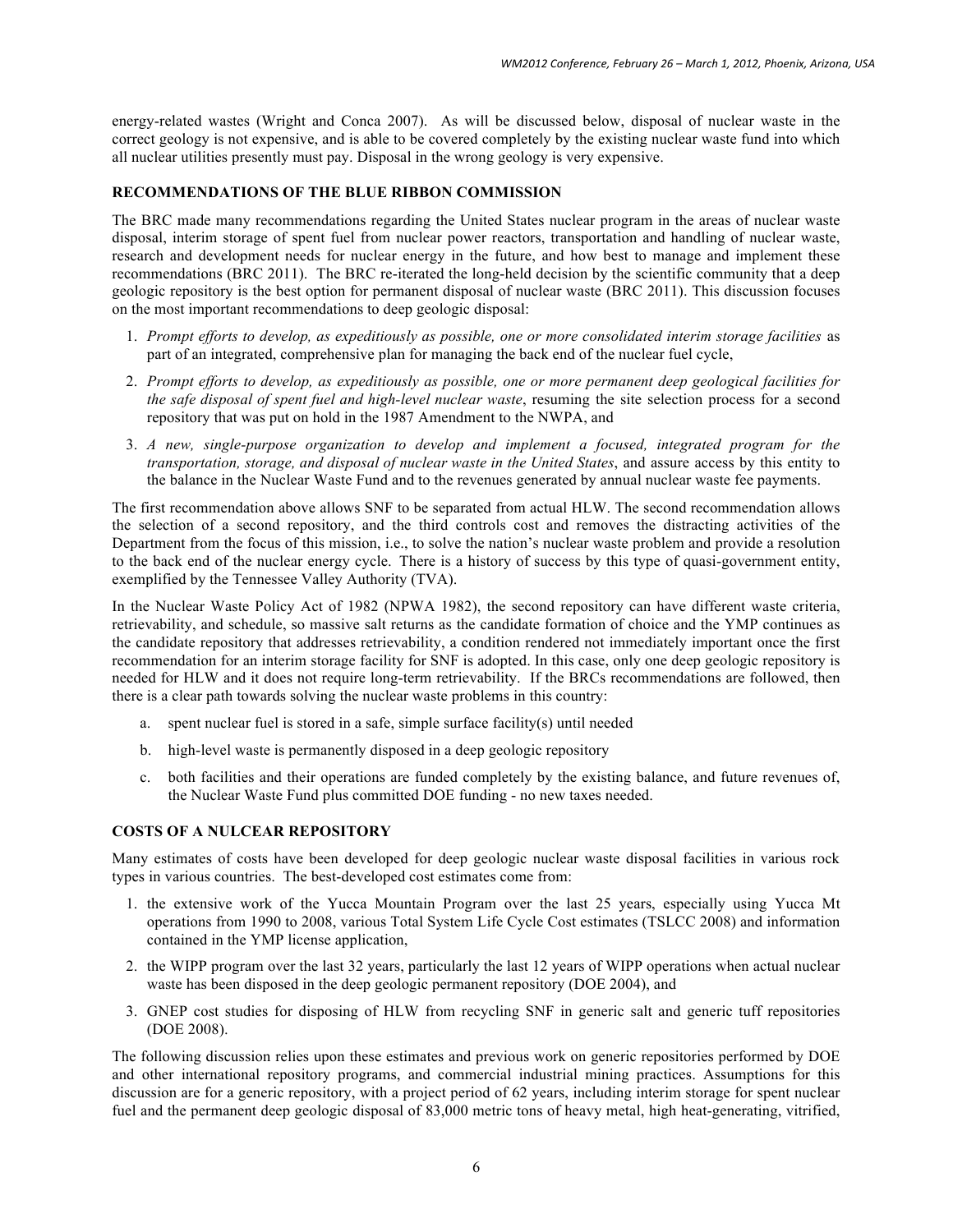energy-related wastes (Wright and Conca 2007). As will be discussed below, disposal of nuclear waste in the correct geology is not expensive, and is able to be covered completely by the existing nuclear waste fund into which all nuclear utilities presently must pay. Disposal in the wrong geology is very expensive.

## RECOMMENDATIONS OF THE BLUE RIBBON COMMISSION

The BRC made many recommendations regarding the United States nuclear program in the areas of nuclear waste disposal, interim storage of spent fuel from nuclear power reactors, transportation and handling of nuclear waste, research and development needs for nuclear energy in the future, and how best to manage and implement these recommendations (BRC 2011). The BRC re-iterated the long-held decision by the scientific community that a deep geologic repository is the best option for permanent disposal of nuclear waste (BRC 2011). This discussion focuses on the most important recommendations to deep geologic disposal:

1. *Prompt efforts to develop, as expeditiously as possible, one or more consolidated interim storage facilities* as part of an integrated, comprehensive plan for managing the back end of the nuclear fuel cycle,
2. *Prompt efforts to develop, as expeditiously as possible, one or more permanent deep geological facilities for the safe disposal of spent fuel and high-level nuclear waste*, resuming the site selection process for a second repository that was put on hold in the 1987 Amendment to the NWPA, and
3. *A new, single-purpose organization to develop and implement a focused, integrated program for the transportation, storage, and disposal of nuclear waste in the United States*, and assure access by this entity to the balance in the Nuclear Waste Fund and to the revenues generated by annual nuclear waste fee payments.

The first recommendation above allows SNF to be separated from actual HLW. The second recommendation allows the selection of a second repository, and the third controls cost and removes the distracting activities of the Department from the focus of this mission, i.e., to solve the nation's nuclear waste problem and provide a resolution to the back end of the nuclear energy cycle. There is a history of success by this type of quasi-government entity, exemplified by the Tennessee Valley Authority (TVA).

In the Nuclear Waste Policy Act of 1982 (NPWA 1982), the second repository can have different waste criteria, retrievability, and schedule, so massive salt returns as the candidate formation of choice and the YMP continues as the candidate repository that addresses retrievability, a condition rendered not immediately important once the first recommendation for an interim storage facility for SNF is adopted. In this case, only one deep geologic repository is needed for HLW and it does not require long-term retrievability. If the BRCs recommendations are followed, then there is a clear path towards solving the nuclear waste problems in this country:

a. spent nuclear fuel is stored in a safe, simple surface facility(s) until needed
b. high-level waste is permanently disposed in a deep geologic repository
c. both facilities and their operations are funded completely by the existing balance, and future revenues of, the Nuclear Waste Fund plus committed DOE funding - no new taxes needed.

## COSTS OF A NULCEAR REPOSITORY

Many estimates of costs have been developed for deep geologic nuclear waste disposal facilities in various rock types in various countries. The best-developed cost estimates come from:

1. the extensive work of the Yucca Mountain Program over the last 25 years, especially using Yucca Mt operations from 1990 to 2008, various Total System Life Cycle Cost estimates (TSLCC 2008) and information contained in the YMP license application,
2. the WIPP program over the last 32 years, particularly the last 12 years of WIPP operations when actual nuclear waste has been disposed in the deep geologic permanent repository (DOE 2004), and
3. GNEP cost studies for disposing of HLW from recycling SNF in generic salt and generic tuff repositories (DOE 2008).

The following discussion relies upon these estimates and previous work on generic repositories performed by DOE and other international repository programs, and commercial industrial mining practices. Assumptions for this discussion are for a generic repository, with a project period of 62 years, including interim storage for spent nuclear fuel and the permanent deep geologic disposal of 83,000 metric tons of heavy metal, high heat-generating, vitrified,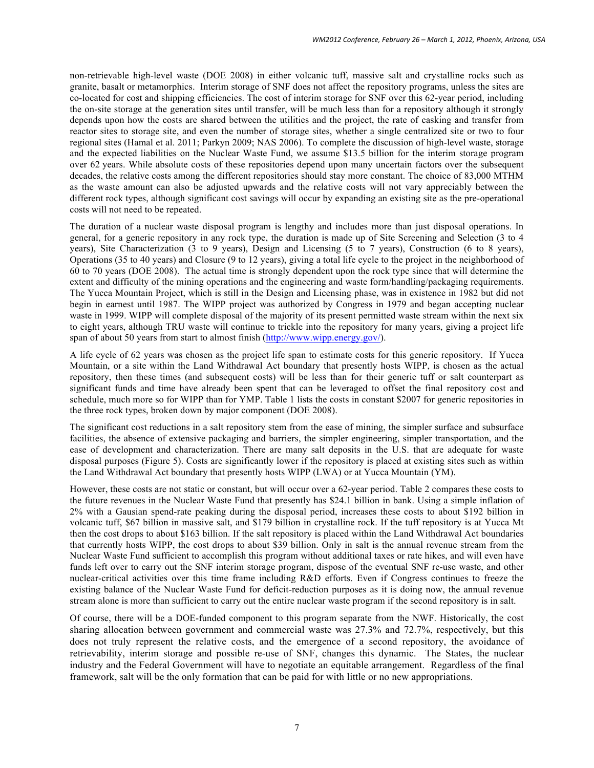non-retrievable high-level waste (DOE 2008) in either volcanic tuff, massive salt and crystalline rocks such as granite, basalt or metamorphics. Interim storage of SNF does not affect the repository programs, unless the sites are co-located for cost and shipping efficiencies. The cost of interim storage for SNF over this 62-year period, including the on-site storage at the generation sites until transfer, will be much less than for a repository although it strongly depends upon how the costs are shared between the utilities and the project, the rate of casking and transfer from reactor sites to storage site, and even the number of storage sites, whether a single centralized site or two to four regional sites (Hamal et al. 2011; Parkyn 2009; NAS 2006). To complete the discussion of high-level waste, storage and the expected liabilities on the Nuclear Waste Fund, we assume $13.5 billion for the interim storage program over 62 years. While absolute costs of these repositories depend upon many uncertain factors over the subsequent decades, the relative costs among the different repositories should stay more constant. The choice of 83,000 MTHM as the waste amount can also be adjusted upwards and the relative costs will not vary appreciably between the different rock types, although significant cost savings will occur by expanding an existing site as the pre-operational costs will not need to be repeated.

The duration of a nuclear waste disposal program is lengthy and includes more than just disposal operations. In general, for a generic repository in any rock type, the duration is made up of Site Screening and Selection (3 to 4 years), Site Characterization (3 to 9 years), Design and Licensing (5 to 7 years), Construction (6 to 8 years), Operations (35 to 40 years) and Closure (9 to 12 years), giving a total life cycle to the project in the neighborhood of 60 to 70 years (DOE 2008). The actual time is strongly dependent upon the rock type since that will determine the extent and difficulty of the mining operations and the engineering and waste form/handling/packaging requirements. The Yucca Mountain Project, which is still in the Design and Licensing phase, was in existence in 1982 but did not begin in earnest until 1987. The WIPP project was authorized by Congress in 1979 and began accepting nuclear waste in 1999. WIPP will complete disposal of the majority of its present permitted waste stream within the next six to eight years, although TRU waste will continue to trickle into the repository for many years, giving a project life span of about 50 years from start to almost finish (http://www.wipp.energy.gov/).

A life cycle of 62 years was chosen as the project life span to estimate costs for this generic repository. If Yucca Mountain, or a site within the Land Withdrawal Act boundary that presently hosts WIPP, is chosen as the actual repository, then these times (and subsequent costs) will be less than for their generic tuff or salt counterpart as significant funds and time have already been spent that can be leveraged to offset the final repository cost and schedule, much more so for WIPP than for YMP. Table 1 lists the costs in constant $2007 for generic repositories in the three rock types, broken down by major component (DOE 2008).

The significant cost reductions in a salt repository stem from the ease of mining, the simpler surface and subsurface facilities, the absence of extensive packaging and barriers, the simpler engineering, simpler transportation, and the ease of development and characterization. There are many salt deposits in the U.S. that are adequate for waste disposal purposes (Figure 5). Costs are significantly lower if the repository is placed at existing sites such as within the Land Withdrawal Act boundary that presently hosts WIPP (LWA) or at Yucca Mountain (YM).

However, these costs are not static or constant, but will occur over a 62-year period. Table 2 compares these costs to the future revenues in the Nuclear Waste Fund that presently has $24.1 billion in bank. Using a simple inflation of 2% with a Gausian spend-rate peaking during the disposal period, increases these costs to about $192 billion in volcanic tuff, $67 billion in massive salt, and $179 billion in crystalline rock. If the tuff repository is at Yucca Mt then the cost drops to about $163 billion. If the salt repository is placed within the Land Withdrawal Act boundaries that currently hosts WIPP, the cost drops to about $39 billion. Only in salt is the annual revenue stream from the Nuclear Waste Fund sufficient to accomplish this program without additional taxes or rate hikes, and will even have funds left over to carry out the SNF interim storage program, dispose of the eventual SNF re-use waste, and other nuclear-critical activities over this time frame including R&D efforts. Even if Congress continues to freeze the existing balance of the Nuclear Waste Fund for deficit-reduction purposes as it is doing now, the annual revenue stream alone is more than sufficient to carry out the entire nuclear waste program if the second repository is in salt.

Of course, there will be a DOE-funded component to this program separate from the NWF. Historically, the cost sharing allocation between government and commercial waste was 27.3% and 72.7%, respectively, but this does not truly represent the relative costs, and the emergence of a second repository, the avoidance of retrievability, interim storage and possible re-use of SNF, changes this dynamic. The States, the nuclear industry and the Federal Government will have to negotiate an equitable arrangement. Regardless of the final framework, salt will be the only formation that can be paid for with little or no new appropriations.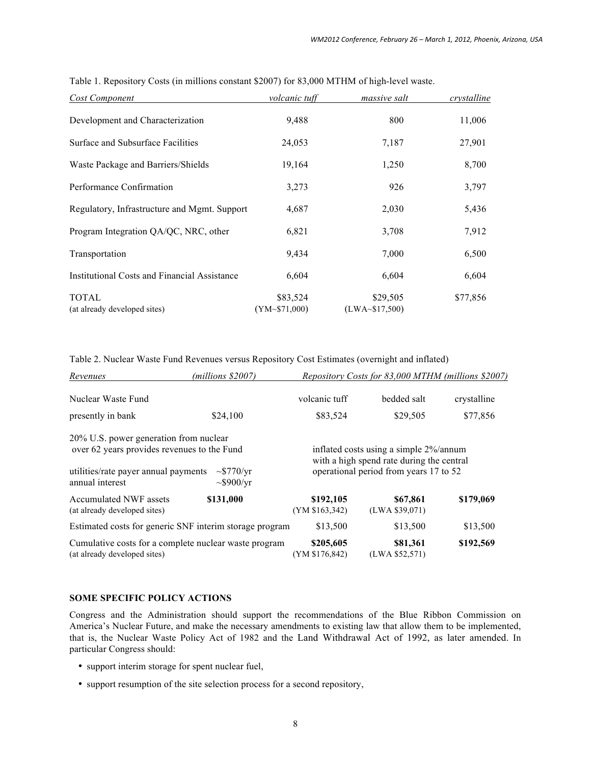Table 1. Repository Costs (in millions constant $2007) for 83,000 MTHM of high-level waste.

| *Cost Component* | *volcanic tuff* | *massive salt* | *crystalline* |
|---|---|---|---|
| Development and Characterization | 9,488 | 800 | 11,006 |
| Surface and Subsurface Facilities | 24,053 | 7,187 | 27,901 |
| Waste Package and Barriers/Shields | 19,164 | 1,250 | 8,700 |
| Performance Confirmation | 3,273 | 926 | 3,797 |
| Regulatory, Infrastructure and Mgmt. Support | 4,687 | 2,030 | 5,436 |
| Program Integration QA/QC, NRC, other | 6,821 | 3,708 | 7,912 |
| Transportation | 9,434 | 7,000 | 6,500 |
| Institutional Costs and Financial Assistance | 6,604 | 6,604 | 6,604 |
| TOTAL (at already developed sites) | $83,524 (YM~$71,000) | $29,505 (LWA~$17,500) | $77,856 |

Table 2. Nuclear Waste Fund Revenues versus Repository Cost Estimates (overnight and inflated)

| *Revenues* | *(millions $2007)* | *Repository Costs for 83,000 MTHM (millions $2007)* | | |
|---|---|---|---|---|
| Nuclear Waste Fund | | volcanic tuff | bedded salt | crystalline |
| presently in bank | $24,100 | $83,524 | $29,505 | $77,856 |
| 20% U.S. power generation from nuclear over 62 years provides revenues to the Fund | | inflated costs using a simple 2%/annum with a high spend rate during the central operational period from years 17 to 52 | | |
| utilities/rate payer annual payments | ~$770/yr | | | |
| annual interest | ~$900/yr | | | |
| Accumulated NWF assets (at already developed sites) | **$131,000** | **$192,105** (YM $163,342) | **$67,861** (LWA $39,071) | **$179,069** |
| Estimated costs for generic SNF interim storage program | | $13,500 | $13,500 | $13,500 |
| Cumulative costs for a complete nuclear waste program (at already developed sites) | | **$205,605** (YM $176,842) | **$81,361** (LWA $52,571) | **$192,569** |

## SOME SPECIFIC POLICY ACTIONS

Congress and the Administration should support the recommendations of the Blue Ribbon Commission on America's Nuclear Future, and make the necessary amendments to existing law that allow them to be implemented, that is, the Nuclear Waste Policy Act of 1982 and the Land Withdrawal Act of 1992, as later amended. In particular Congress should:

- support interim storage for spent nuclear fuel,
- support resumption of the site selection process for a second repository,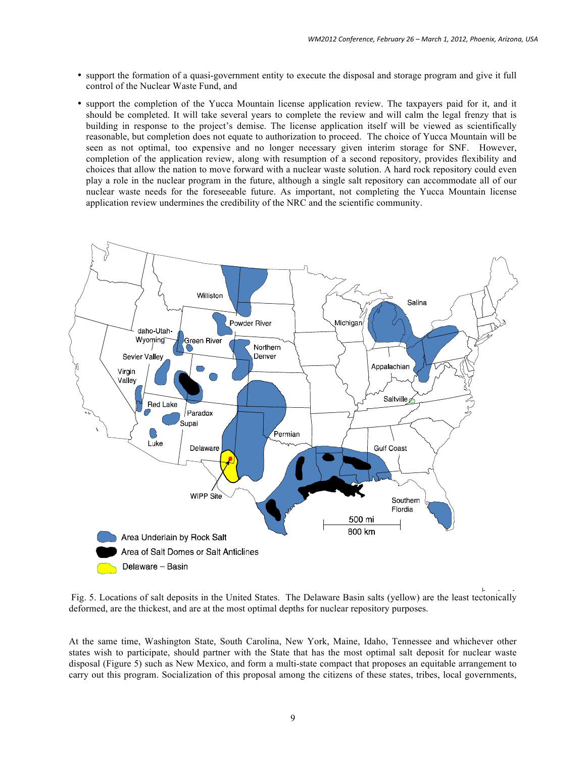- support the formation of a quasi-government entity to execute the disposal and storage program and give it full control of the Nuclear Waste Fund, and
- support the completion of the Yucca Mountain license application review. The taxpayers paid for it, and it should be completed. It will take several years to complete the review and will calm the legal frenzy that is building in response to the project's demise. The license application itself will be viewed as scientifically reasonable, but completion does not equate to authorization to proceed. The choice of Yucca Mountain will be seen as not optimal, too expensive and no longer necessary given interim storage for SNF. However, completion of the application review, along with resumption of a second repository, provides flexibility and choices that allow the nation to move forward with a nuclear waste solution. A hard rock repository could even play a role in the nuclear program in the future, although a single salt repository can accommodate all of our nuclear waste needs for the foreseeable future. As important, not completing the Yucca Mountain license application review undermines the credibility of the NRC and the scientific community.

Fig. 5. Locations of salt deposits in the United States. The Delaware Basin salts (yellow) are the least tectonically deformed, are the thickest, and are at the most optimal depths for nuclear repository purposes.

At the same time, Washington State, South Carolina, New York, Maine, Idaho, Tennessee and whichever other states wish to participate, should partner with the State that has the most optimal salt deposit for nuclear waste disposal (Figure 5) such as New Mexico, and form a multi-state compact that proposes an equitable arrangement to carry out this program. Socialization of this proposal among the citizens of these states, tribes, local governments,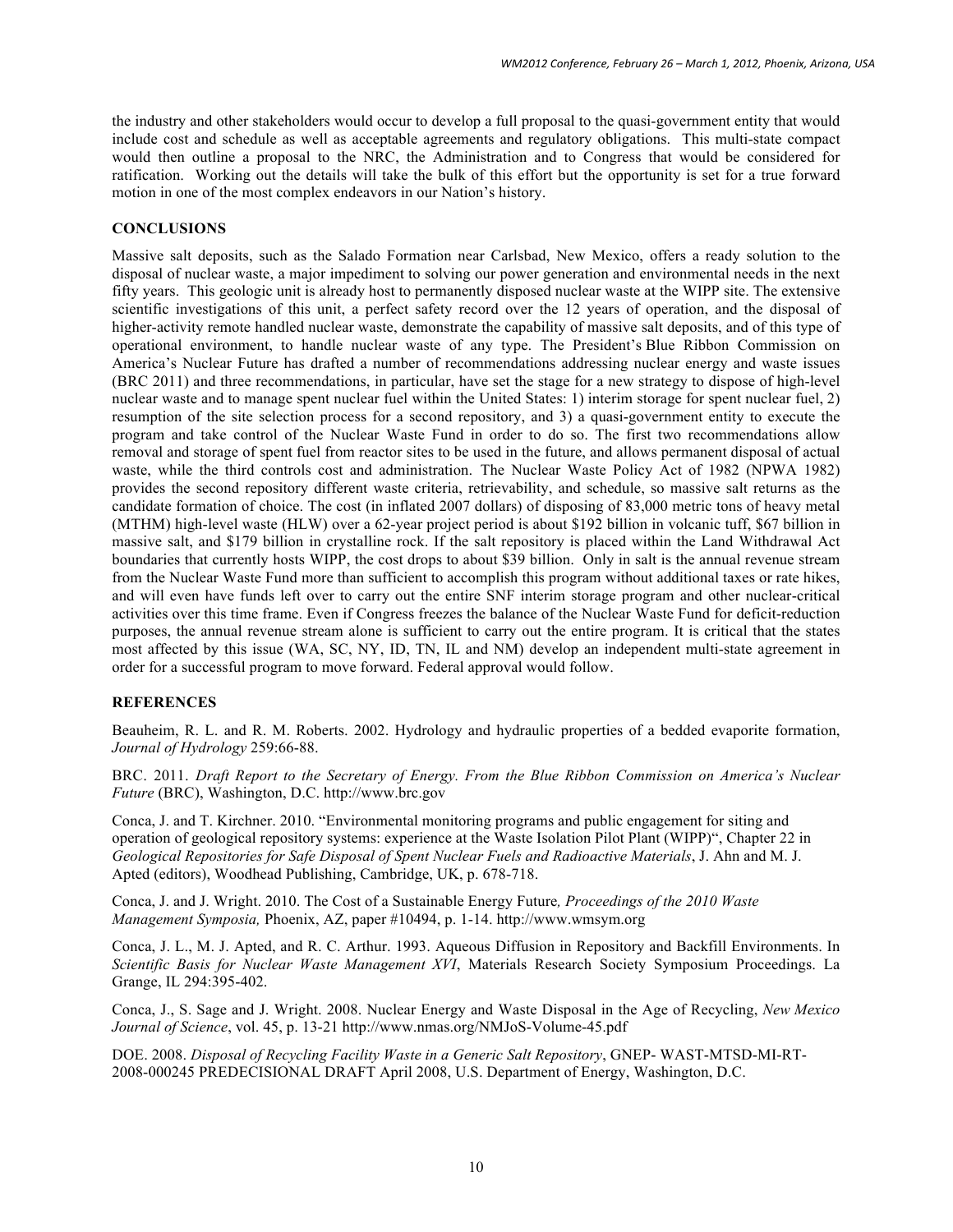the industry and other stakeholders would occur to develop a full proposal to the quasi-government entity that would include cost and schedule as well as acceptable agreements and regulatory obligations. This multi-state compact would then outline a proposal to the NRC, the Administration and to Congress that would be considered for ratification. Working out the details will take the bulk of this effort but the opportunity is set for a true forward motion in one of the most complex endeavors in our Nation's history.

## CONCLUSIONS

Massive salt deposits, such as the Salado Formation near Carlsbad, New Mexico, offers a ready solution to the disposal of nuclear waste, a major impediment to solving our power generation and environmental needs in the next fifty years. This geologic unit is already host to permanently disposed nuclear waste at the WIPP site. The extensive scientific investigations of this unit, a perfect safety record over the 12 years of operation, and the disposal of higher-activity remote handled nuclear waste, demonstrate the capability of massive salt deposits, and of this type of operational environment, to handle nuclear waste of any type. The President's Blue Ribbon Commission on America's Nuclear Future has drafted a number of recommendations addressing nuclear energy and waste issues (BRC 2011) and three recommendations, in particular, have set the stage for a new strategy to dispose of high-level nuclear waste and to manage spent nuclear fuel within the United States: 1) interim storage for spent nuclear fuel, 2) resumption of the site selection process for a second repository, and 3) a quasi-government entity to execute the program and take control of the Nuclear Waste Fund in order to do so. The first two recommendations allow removal and storage of spent fuel from reactor sites to be used in the future, and allows permanent disposal of actual waste, while the third controls cost and administration. The Nuclear Waste Policy Act of 1982 (NPWA 1982) provides the second repository different waste criteria, retrievability, and schedule, so massive salt returns as the candidate formation of choice. The cost (in inflated 2007 dollars) of disposing of 83,000 metric tons of heavy metal (MTHM) high-level waste (HLW) over a 62-year project period is about $192 billion in volcanic tuff, $67 billion in massive salt, and $179 billion in crystalline rock. If the salt repository is placed within the Land Withdrawal Act boundaries that currently hosts WIPP, the cost drops to about $39 billion. Only in salt is the annual revenue stream from the Nuclear Waste Fund more than sufficient to accomplish this program without additional taxes or rate hikes, and will even have funds left over to carry out the entire SNF interim storage program and other nuclear-critical activities over this time frame. Even if Congress freezes the balance of the Nuclear Waste Fund for deficit-reduction purposes, the annual revenue stream alone is sufficient to carry out the entire program. It is critical that the states most affected by this issue (WA, SC, NY, ID, TN, IL and NM) develop an independent multi-state agreement in order for a successful program to move forward. Federal approval would follow.

## REFERENCES

Beauheim, R. L. and R. M. Roberts. 2002. Hydrology and hydraulic properties of a bedded evaporite formation, *Journal of Hydrology* 259:66-88.

BRC. 2011. *Draft Report to the Secretary of Energy. From the Blue Ribbon Commission on America's Nuclear Future* (BRC), Washington, D.C. http://www.brc.gov

Conca, J. and T. Kirchner. 2010. "Environmental monitoring programs and public engagement for siting and operation of geological repository systems: experience at the Waste Isolation Pilot Plant (WIPP)", Chapter 22 in *Geological Repositories for Safe Disposal of Spent Nuclear Fuels and Radioactive Materials*, J. Ahn and M. J. Apted (editors), Woodhead Publishing, Cambridge, UK, p. 678-718.

Conca, J. and J. Wright. 2010. The Cost of a Sustainable Energy Future*, Proceedings of the 2010 Waste Management Symposia,* Phoenix, AZ, paper #10494, p. 1-14. http://www.wmsym.org

Conca, J. L., M. J. Apted, and R. C. Arthur. 1993. Aqueous Diffusion in Repository and Backfill Environments. In *Scientific Basis for Nuclear Waste Management XVI*, Materials Research Society Symposium Proceedings. La Grange, IL 294:395-402.

Conca, J., S. Sage and J. Wright. 2008. Nuclear Energy and Waste Disposal in the Age of Recycling, *New Mexico Journal of Science*, vol. 45, p. 13-21 http://www.nmas.org/NMJoS-Volume-45.pdf

DOE. 2008. *Disposal of Recycling Facility Waste in a Generic Salt Repository*, GNEP- WAST-MTSD-MI-RT-2008-000245 PREDECISIONAL DRAFT April 2008, U.S. Department of Energy, Washington, D.C.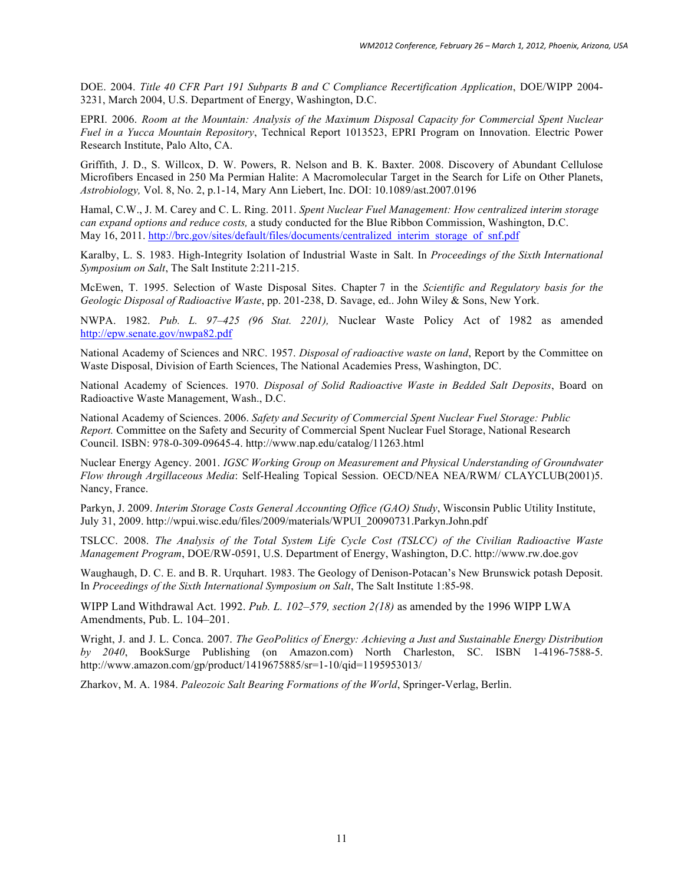DOE. 2004. *Title 40 CFR Part 191 Subparts B and C Compliance Recertification Application*, DOE/WIPP 2004-3231, March 2004, U.S. Department of Energy, Washington, D.C.

EPRI. 2006. *Room at the Mountain: Analysis of the Maximum Disposal Capacity for Commercial Spent Nuclear Fuel in a Yucca Mountain Repository*, Technical Report 1013523, EPRI Program on Innovation. Electric Power Research Institute, Palo Alto, CA.

Griffith, J. D., S. Willcox, D. W. Powers, R. Nelson and B. K. Baxter. 2008. Discovery of Abundant Cellulose Microfibers Encased in 250 Ma Permian Halite: A Macromolecular Target in the Search for Life on Other Planets, *Astrobiology,* Vol. 8, No. 2, p.1-14, Mary Ann Liebert, Inc. DOI: 10.1089/ast.2007.0196

Hamal, C.W., J. M. Carey and C. L. Ring. 2011. *Spent Nuclear Fuel Management: How centralized interim storage can expand options and reduce costs,* a study conducted for the Blue Ribbon Commission, Washington, D.C. May 16, 2011. http://brc.gov/sites/default/files/documents/centralized_interim_storage_of_snf.pdf

Karalby, L. S. 1983. High-Integrity Isolation of Industrial Waste in Salt. In *Proceedings of the Sixth International Symposium on Salt*, The Salt Institute 2:211-215.

McEwen, T. 1995. Selection of Waste Disposal Sites. Chapter 7 in the *Scientific and Regulatory basis for the Geologic Disposal of Radioactive Waste*, pp. 201-238, D. Savage, ed.. John Wiley & Sons, New York.

NWPA. 1982. *Pub. L. 97–425 (96 Stat. 2201),* Nuclear Waste Policy Act of 1982 as amended http://epw.senate.gov/nwpa82.pdf

National Academy of Sciences and NRC. 1957. *Disposal of radioactive waste on land*, Report by the Committee on Waste Disposal, Division of Earth Sciences, The National Academies Press, Washington, DC.

National Academy of Sciences. 1970. *Disposal of Solid Radioactive Waste in Bedded Salt Deposits*, Board on Radioactive Waste Management, Wash., D.C.

National Academy of Sciences. 2006. *Safety and Security of Commercial Spent Nuclear Fuel Storage: Public Report.* Committee on the Safety and Security of Commercial Spent Nuclear Fuel Storage, National Research Council. ISBN: 978-0-309-09645-4. http://www.nap.edu/catalog/11263.html

Nuclear Energy Agency. 2001. *IGSC Working Group on Measurement and Physical Understanding of Groundwater Flow through Argillaceous Media*: Self-Healing Topical Session. OECD/NEA NEA/RWM/ CLAYCLUB(2001)5. Nancy, France.

Parkyn, J. 2009. *Interim Storage Costs General Accounting Office (GAO) Study*, Wisconsin Public Utility Institute, July 31, 2009. http://wpui.wisc.edu/files/2009/materials/WPUI_20090731.Parkyn.John.pdf

TSLCC. 2008. *The Analysis of the Total System Life Cycle Cost (TSLCC) of the Civilian Radioactive Waste Management Program*, DOE/RW-0591, U.S. Department of Energy, Washington, D.C. http://www.rw.doe.gov

Waughaugh, D. C. E. and B. R. Urquhart. 1983. The Geology of Denison-Potacan's New Brunswick potash Deposit. In *Proceedings of the Sixth International Symposium on Salt*, The Salt Institute 1:85-98.

WIPP Land Withdrawal Act. 1992. *Pub. L. 102–579, section 2(18)* as amended by the 1996 WIPP LWA Amendments, Pub. L. 104–201.

Wright, J. and J. L. Conca. 2007. *The GeoPolitics of Energy: Achieving a Just and Sustainable Energy Distribution by 2040*, BookSurge Publishing (on Amazon.com) North Charleston, SC. ISBN 1-4196-7588-5. http://www.amazon.com/gp/product/1419675885/sr=1-10/qid=1195953013/

Zharkov, M. A. 1984. *Paleozoic Salt Bearing Formations of the World*, Springer-Verlag, Berlin.